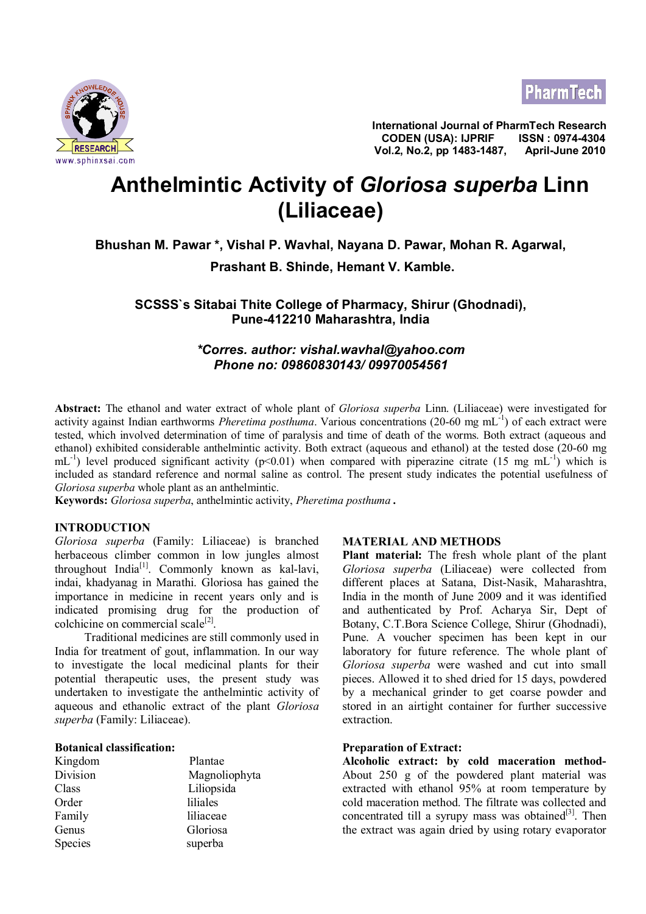# Anthelmintic Activity of *Gloriosa superba* Linn (Liliaceae)

**Bhushan M. Pawar \*, Vishal P. Wavhal, Nayana D. Pawar, Mohan R. Agarwal, Prashant B. Shinde, Hemant V. Kamble.**

**SCSSS`s Sitabai Thite College of Pharmacy, Shirur (Ghodnadi), Pune-412210 Maharashtra, India**

***Corres. author: vishal.wavhal@yahoo.com***
***Phone no: 09860830143/ 09970054561***

**Abstract:** The ethanol and water extract of whole plant of *Gloriosa superba* Linn. (Liliaceae) were investigated for activity against Indian earthworms *Pheretima posthuma*. Various concentrations (20-60 mg $mL^{-1}$) of each extract were tested, which involved determination of time of paralysis and time of death of the worms. Both extract (aqueous and ethanol) exhibited considerable anthelmintic activity. Both extract (aqueous and ethanol) at the tested dose (20-60 mg $mL^{-1}$) level produced significant activity ($p<0.01$) when compared with piperazine citrate (15 mg $mL^{-1}$) which is included as standard reference and normal saline as control. The present study indicates the potential usefulness of *Gloriosa superba* whole plant as an anthelmintic.

**Keywords:** *Gloriosa superba*, anthelmintic activity, *Pheretima posthuma* **.**

## INTRODUCTION

*Gloriosa superba* (Family: Liliaceae) is branched herbaceous climber common in low jungles almost throughout India[1]. Commonly known as kal-lavi, indai, khadyanag in Marathi. Gloriosa has gained the importance in medicine in recent years only and is indicated promising drug for the production of colchicine on commercial scale[2].

Traditional medicines are still commonly used in India for treatment of gout, inflammation. In our way to investigate the local medicinal plants for their potential therapeutic uses, the present study was undertaken to investigate the anthelmintic activity of aqueous and ethanolic extract of the plant *Gloriosa superba* (Family: Liliaceae).

**Botanical classification:**

| | |
|---|---|
| Kingdom | Plantae |
| Division | Magnoliophyta |
| Class | Liliopsida |
| Order | liliales |
| Family | liliaceae |
| Genus | Gloriosa |
| Species | superba |

## MATERIAL AND METHODS

**Plant material:** The fresh whole plant of the plant *Gloriosa superba* (Liliaceae) were collected from different places at Satana, Dist-Nasik, Maharashtra, India in the month of June 2009 and it was identified and authenticated by Prof. Acharya Sir, Dept of Botany, C.T.Bora Science College, Shirur (Ghodnadi), Pune. A voucher specimen has been kept in our laboratory for future reference. The whole plant of *Gloriosa superba* were washed and cut into small pieces. Allowed it to shed dried for 15 days, powdered by a mechanical grinder to get coarse powder and stored in an airtight container for further successive extraction.

**Preparation of Extract:**

**Alcoholic extract: by cold maceration method-** About 250 g of the powdered plant material was extracted with ethanol 95% at room temperature by cold maceration method. The filtrate was collected and concentrated till a syrupy mass was obtained[3]. Then the extract was again dried by using rotary evaporator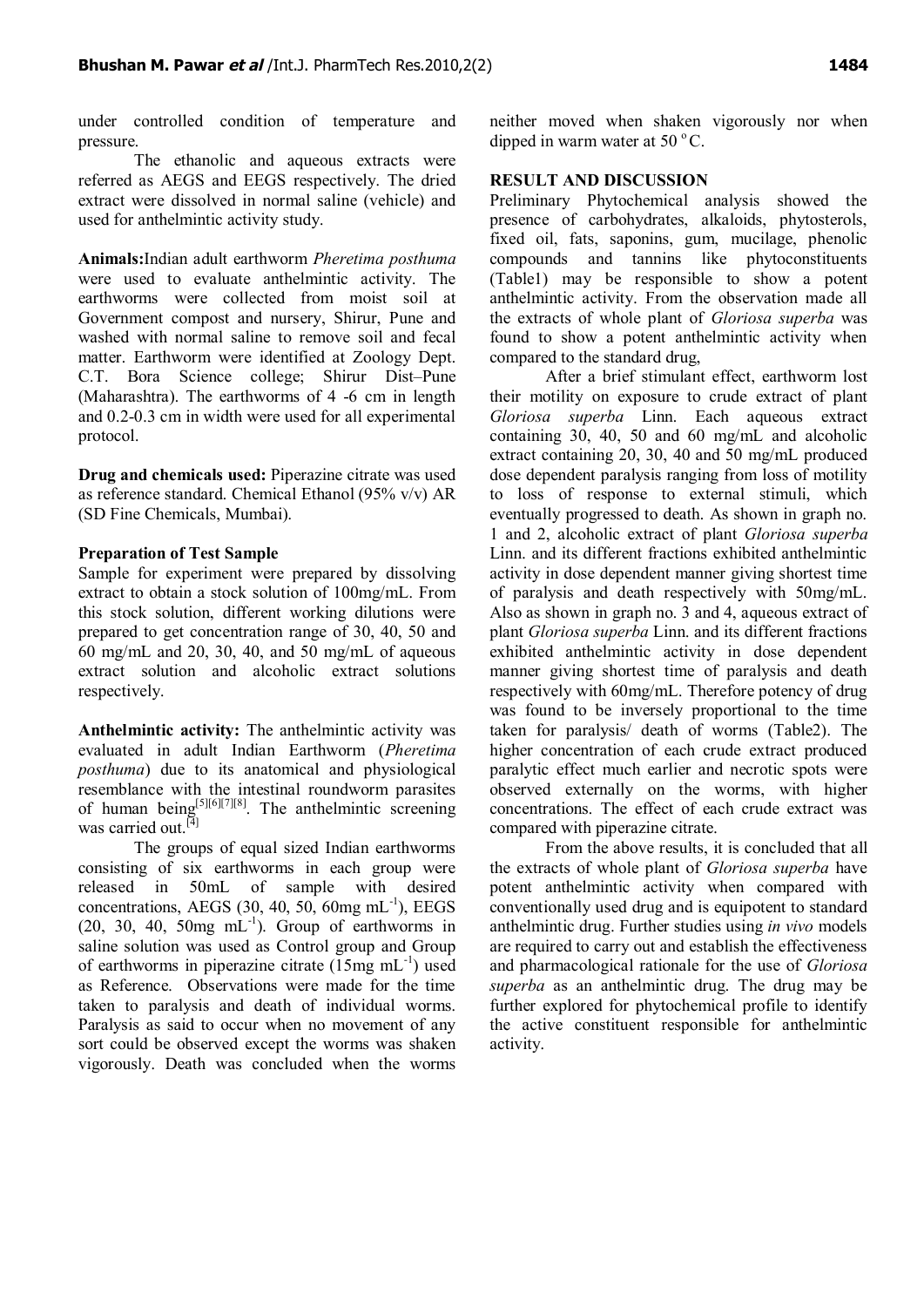under controlled condition of temperature and pressure.

The ethanolic and aqueous extracts were referred as AEGS and EEGS respectively. The dried extract were dissolved in normal saline (vehicle) and used for anthelmintic activity study.

**Animals:** Indian adult earthworm *Pheretima posthuma* were used to evaluate anthelmintic activity. The earthworms were collected from moist soil at Government compost and nursery, Shirur, Pune and washed with normal saline to remove soil and fecal matter. Earthworm were identified at Zoology Dept. C.T. Bora Science college; Shirur Dist–Pune (Maharashtra). The earthworms of 4 -6 cm in length and 0.2-0.3 cm in width were used for all experimental protocol.

**Drug and chemicals used:** Piperazine citrate was used as reference standard. Chemical Ethanol (95% v/v) AR (SD Fine Chemicals, Mumbai).

**Preparation of Test Sample**

Sample for experiment were prepared by dissolving extract to obtain a stock solution of 100mg/mL. From this stock solution, different working dilutions were prepared to get concentration range of 30, 40, 50 and 60 mg/mL and 20, 30, 40, and 50 mg/mL of aqueous extract solution and alcoholic extract solutions respectively.

**Anthelmintic activity:** The anthelmintic activity was evaluated in adult Indian Earthworm (*Pheretima posthuma*) due to its anatomical and physiological resemblance with the intestinal roundworm parasites of human being[5][6][7][8]. The anthelmintic screening was carried out.[4]

The groups of equal sized Indian earthworms consisting of six earthworms in each group were released in 50mL of sample with desired concentrations, AEGS (30, 40, 50, 60mg $mL^{-1}$), EEGS (20, 30, 40, 50mg $mL^{-1}$). Group of earthworms in saline solution was used as Control group and Group of earthworms in piperazine citrate (15mg $mL^{-1}$) used as Reference. Observations were made for the time taken to paralysis and death of individual worms. Paralysis as said to occur when no movement of any sort could be observed except the worms was shaken vigorously. Death was concluded when the worms neither moved when shaken vigorously nor when dipped in warm water at 50 °C.

**RESULT AND DISCUSSION**

Preliminary Phytochemical analysis showed the presence of carbohydrates, alkaloids, phytosterols, fixed oil, fats, saponins, gum, mucilage, phenolic compounds and tannins like phytoconstituents (Table1) may be responsible to show a potent anthelmintic activity. From the observation made all the extracts of whole plant of *Gloriosa superba* was found to show a potent anthelmintic activity when compared to the standard drug,

After a brief stimulant effect, earthworm lost their motility on exposure to crude extract of plant *Gloriosa superba* Linn. Each aqueous extract containing 30, 40, 50 and 60 mg/mL and alcoholic extract containing 20, 30, 40 and 50 mg/mL produced dose dependent paralysis ranging from loss of motility to loss of response to external stimuli, which eventually progressed to death. As shown in graph no. 1 and 2, alcoholic extract of plant *Gloriosa superba* Linn. and its different fractions exhibited anthelmintic activity in dose dependent manner giving shortest time of paralysis and death respectively with 50mg/mL. Also as shown in graph no. 3 and 4, aqueous extract of plant *Gloriosa superba* Linn. and its different fractions exhibited anthelmintic activity in dose dependent manner giving shortest time of paralysis and death respectively with 60mg/mL. Therefore potency of drug was found to be inversely proportional to the time taken for paralysis/ death of worms (Table2). The higher concentration of each crude extract produced paralytic effect much earlier and necrotic spots were observed externally on the worms, with higher concentrations. The effect of each crude extract was compared with piperazine citrate.

From the above results, it is concluded that all the extracts of whole plant of *Gloriosa superba* have potent anthelmintic activity when compared with conventionally used drug and is equipotent to standard anthelmintic drug. Further studies using *in vivo* models are required to carry out and establish the effectiveness and pharmacological rationale for the use of *Gloriosa superba* as an anthelmintic drug. The drug may be further explored for phytochemical profile to identify the active constituent responsible for anthelmintic activity.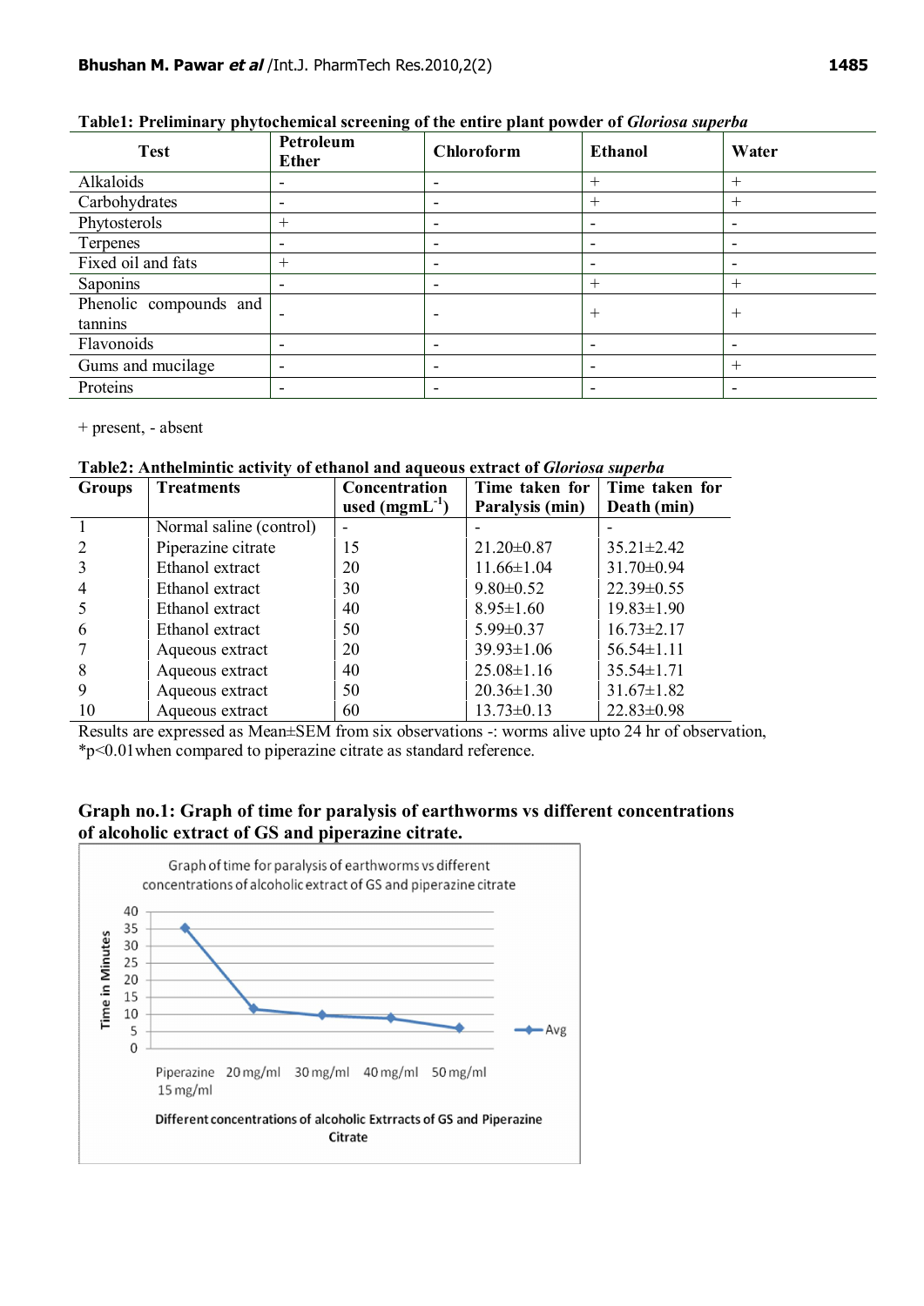**Table1: Preliminary phytochemical screening of the entire plant powder of *Gloriosa superba***

| Test | Petroleum Ether | Chloroform | Ethanol | Water |
|---|---|---|---|---|
| Alkaloids | - | - | + | + |
| Carbohydrates | - | - | + | + |
| Phytosterols | + | - | - | - |
| Terpenes | - | - | - | - |
| Fixed oil and fats | + | - | - | - |
| Saponins | - | - | + | + |
| Phenolic compounds and tannins | - | - | + | + |
| Flavonoids | - | - | - | - |
| Gums and mucilage | - | - | - | + |
| Proteins | - | - | - | - |

+ present, - absent

**Table2: Anthelmintic activity of ethanol and aqueous extract of *Gloriosa superba***

| Groups | Treatments | Concentration used ($mgmL^{-1}$) | Time taken for Paralysis (min) | Time taken for Death (min) |
|---|---|---|---|---|
| 1 | Normal saline (control) | - | - | - |
| 2 | Piperazine citrate | 15 | 21.20±0.87 | 35.21±2.42 |
| 3 | Ethanol extract | 20 | 11.66±1.04 | 31.70±0.94 |
| 4 | Ethanol extract | 30 | 9.80±0.52 | 22.39±0.55 |
| 5 | Ethanol extract | 40 | 8.95±1.60 | 19.83±1.90 |
| 6 | Ethanol extract | 50 | 5.99±0.37 | 16.73±2.17 |
| 7 | Aqueous extract | 20 | 39.93±1.06 | 56.54±1.11 |
| 8 | Aqueous extract | 40 | 25.08±1.16 | 35.54±1.71 |
| 9 | Aqueous extract | 50 | 20.36±1.30 | 31.67±1.82 |
| 10 | Aqueous extract | 60 | 13.73±0.13 | 22.83±0.98 |

Results are expressed as Mean±SEM from six observations -: worms alive upto 24 hr of observation, *$p<0.01$ when compared to piperazine citrate as standard reference.

**Graph no.1: Graph of time for paralysis of earthworms vs different concentrations of alcoholic extract of GS and piperazine citrate.**

Graph of time for paralysis of earthworms vs different concentrations of alcoholic extract of GS and piperazine citrate

Time in Minutes (0–40) vs Different concentrations of alcoholic Extracts of GS and Piperazine Citrate (Piperazine 15 mg/ml, 20 mg/ml, 30 mg/ml, 40 mg/ml, 50 mg/ml) — Avg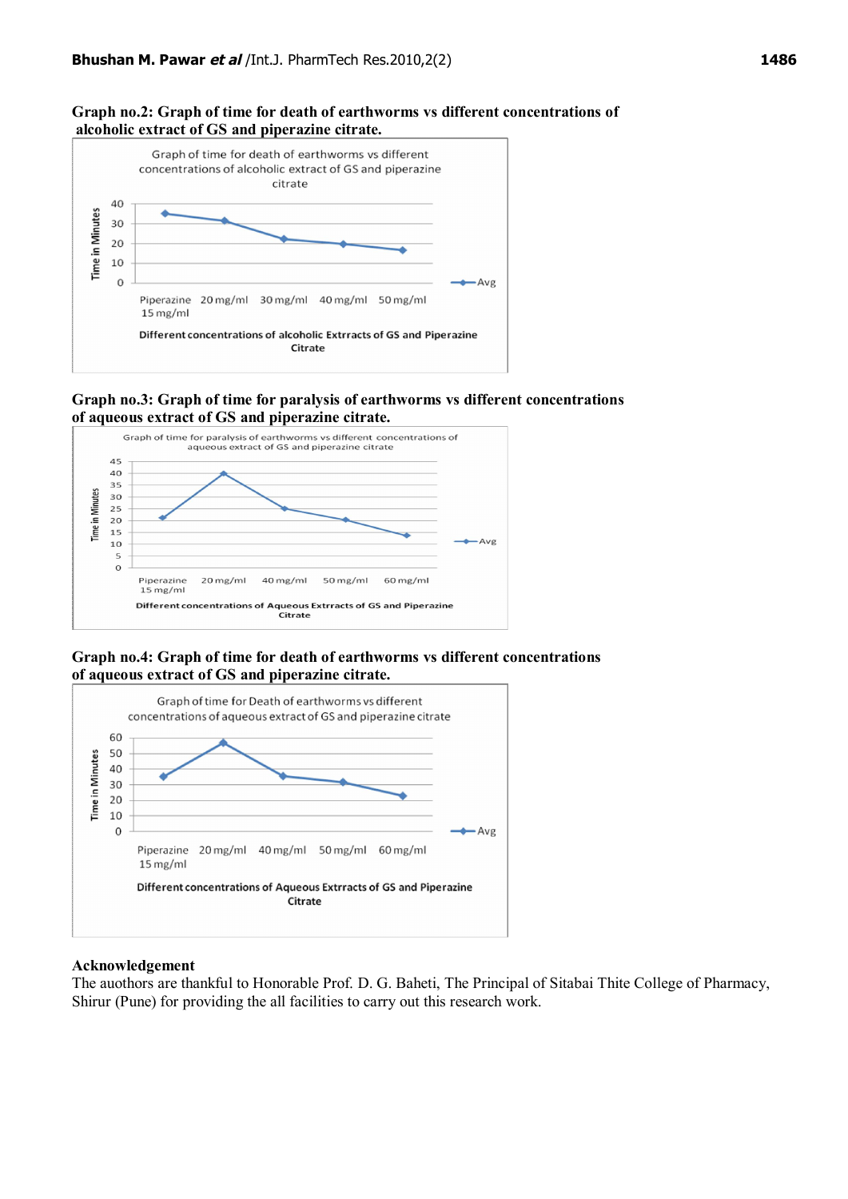**Graph no.2: Graph of time for death of earthworms vs different concentrations of alcoholic extract of GS and piperazine citrate.**

**Graph no.3: Graph of time for paralysis of earthworms vs different concentrations of aqueous extract of GS and piperazine citrate.**

**Graph no.4: Graph of time for death of earthworms vs different concentrations of aqueous extract of GS and piperazine citrate.**

## Acknowledgement

The auothors are thankful to Honorable Prof. D. G. Baheti, The Principal of Sitabai Thite College of Pharmacy, Shirur (Pune) for providing the all facilities to carry out this research work.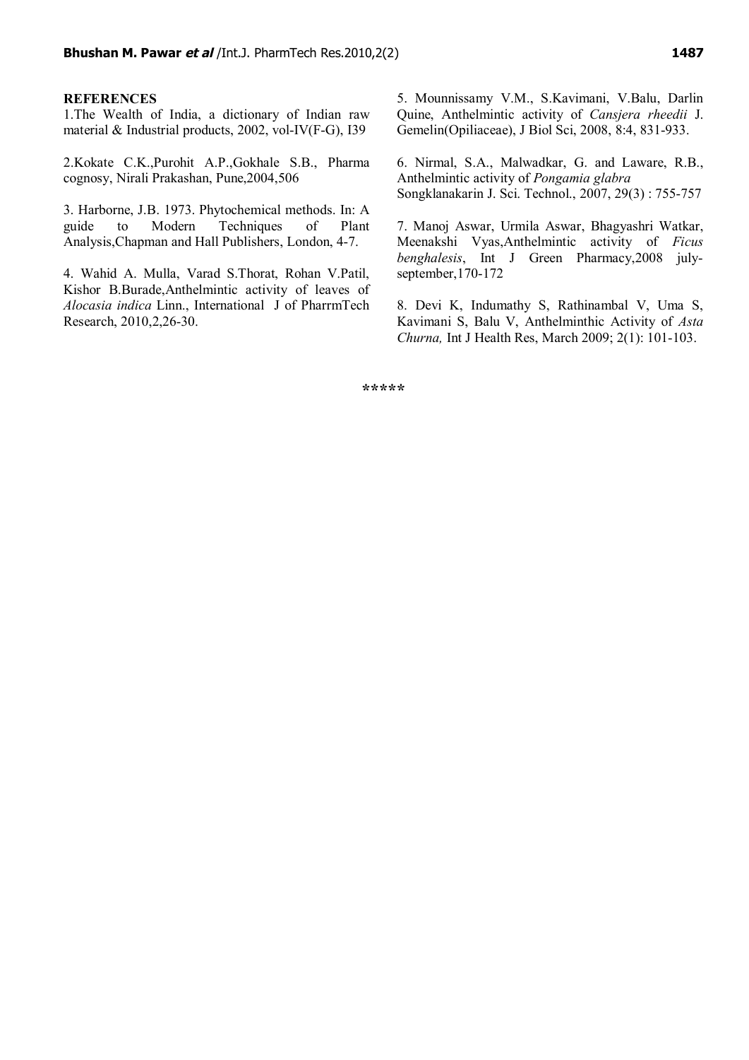## REFERENCES

1.The Wealth of India, a dictionary of Indian raw material & Industrial products, 2002, vol-IV(F-G), I39

2.Kokate C.K.,Purohit A.P.,Gokhale S.B., Pharma cognosy, Nirali Prakashan, Pune,2004,506

3. Harborne, J.B. 1973. Phytochemical methods. In: A guide to Modern Techniques of Plant Analysis,Chapman and Hall Publishers, London, 4-7.

4. Wahid A. Mulla, Varad S.Thorat, Rohan V.Patil, Kishor B.Burade,Anthelmintic activity of leaves of *Alocasia indica* Linn., International J of PharrmTech Research, 2010,2,26-30.

5. Mounnissamy V.M., S.Kavimani, V.Balu, Darlin Quine, Anthelmintic activity of *Cansjera rheedii* J. Gemelin(Opiliaceae), J Biol Sci, 2008, 8:4, 831-933.

6. Nirmal, S.A., Malwadkar, G. and Laware, R.B., Anthelmintic activity of *Pongamia glabra* Songklanakarin J. Sci. Technol., 2007, 29(3) : 755-757

7. Manoj Aswar, Urmila Aswar, Bhagyashri Watkar, Meenakshi Vyas,Anthelmintic activity of *Ficus benghalesis*, Int J Green Pharmacy,2008 july-september,170-172

8. Devi K, Indumathy S, Rathinambal V, Uma S, Kavimani S, Balu V, Anthelminthic Activity of *Asta Churna,* Int J Health Res, March 2009; 2(1): 101-103.

*****